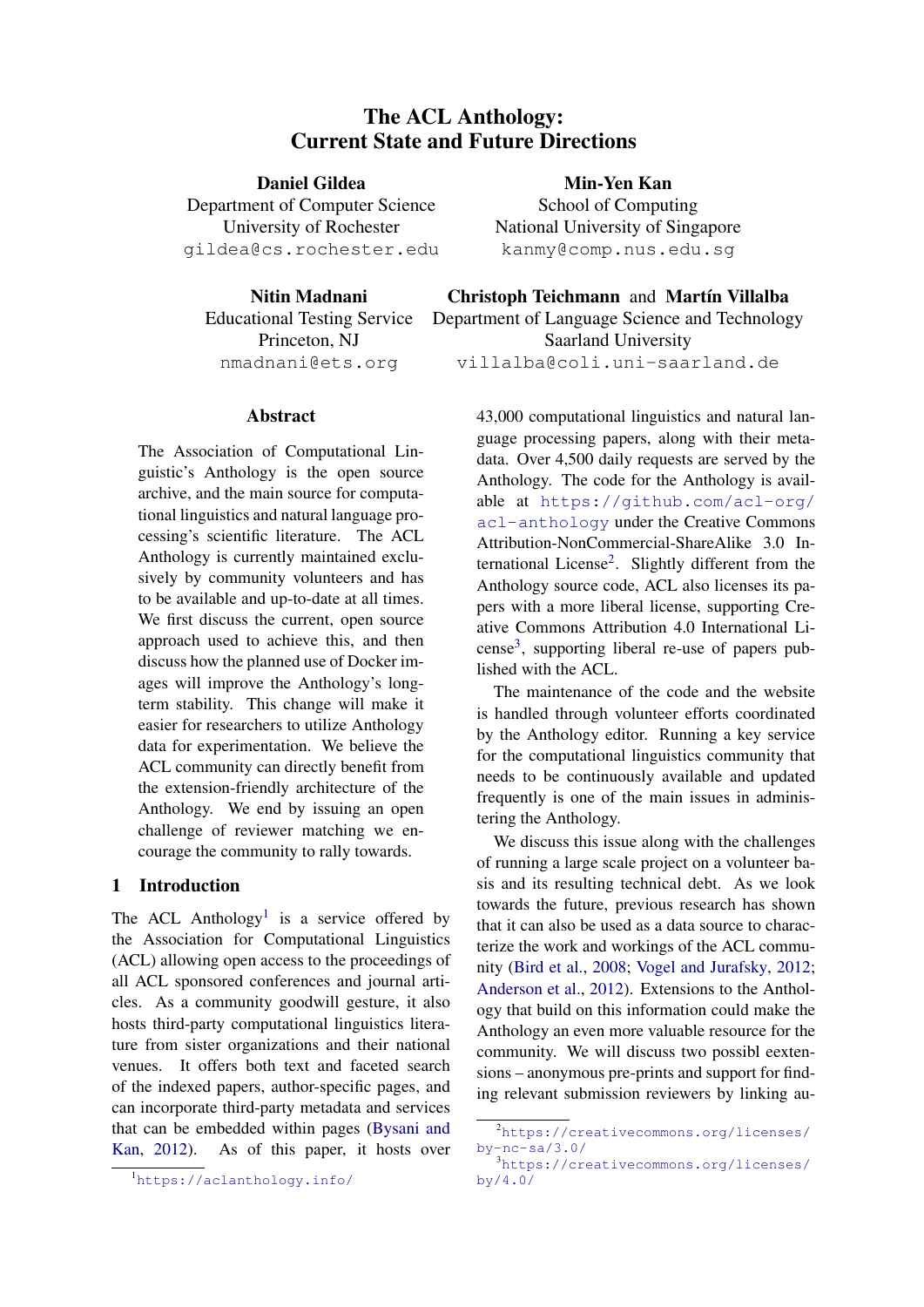# The ACL Anthology: Current State and Future Directions

**Daniel Gildea**
Department of Computer Science
University of Rochester
gildea@cs.rochester.edu

**Min-Yen Kan**
School of Computing
National University of Singapore
kanmy@comp.nus.edu.sg

**Nitin Madnani**
Educational Testing Service
Princeton, NJ
nmadnani@ets.org

**Christoph Teichmann** and **Martín Villalba**
Department of Language Science and Technology
Saarland University
villalba@coli.uni-saarland.de

## Abstract

The Association of Computational Linguistic's Anthology is the open source archive, and the main source for computational linguistics and natural language processing's scientific literature. The ACL Anthology is currently maintained exclusively by community volunteers and has to be available and up-to-date at all times. We first discuss the current, open source approach used to achieve this, and then discuss how the planned use of Docker images will improve the Anthology's long-term stability. This change will make it easier for researchers to utilize Anthology data for experimentation. We believe the ACL community can directly benefit from the extension-friendly architecture of the Anthology. We end by issuing an open challenge of reviewer matching we encourage the community to rally towards.

## 1 Introduction

The ACL Anthology[1] is a service offered by the Association for Computational Linguistics (ACL) allowing open access to the proceedings of all ACL sponsored conferences and journal articles. As a community goodwill gesture, it also hosts third-party computational linguistics literature from sister organizations and their national venues. It offers both text and faceted search of the indexed papers, author-specific pages, and can incorporate third-party metadata and services that can be embedded within pages (Bysani and Kan, 2012). As of this paper, it hosts over 43,000 computational linguistics and natural language processing papers, along with their metadata. Over 4,500 daily requests are served by the Anthology. The code for the Anthology is available at https://github.com/acl-org/acl-anthology under the Creative Commons Attribution-NonCommercial-ShareAlike 3.0 International License[2]. Slightly different from the Anthology source code, ACL also licenses its papers with a more liberal license, supporting Creative Commons Attribution 4.0 International License[3], supporting liberal re-use of papers published with the ACL.

The maintenance of the code and the website is handled through volunteer efforts coordinated by the Anthology editor. Running a key service for the computational linguistics community that needs to be continuously available and updated frequently is one of the main issues in administering the Anthology.

We discuss this issue along with the challenges of running a large scale project on a volunteer basis and its resulting technical debt. As we look towards the future, previous research has shown that it can also be used as a data source to characterize the work and workings of the ACL community (Bird et al., 2008; Vogel and Jurafsky, 2012; Anderson et al., 2012). Extensions to the Anthology that build on this information could make the Anthology an even more valuable resource for the community. We will discuss two possibl eextensions – anonymous pre-prints and support for finding relevant submission reviewers by linking au-

---

[1] https://aclanthology.info/

[2] https://creativecommons.org/licenses/by-nc-sa/3.0/

[3] https://creativecommons.org/licenses/by/4.0/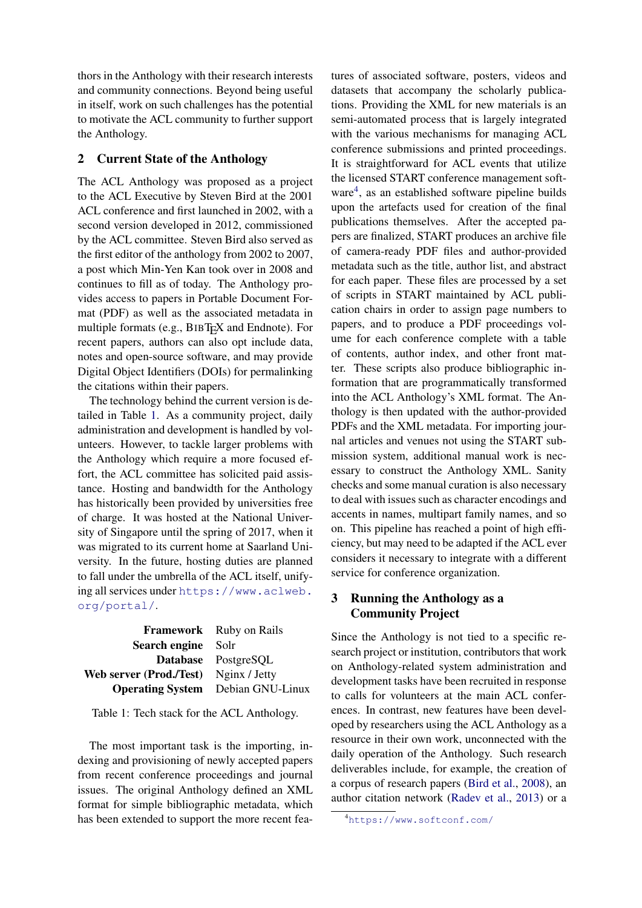thors in the Anthology with their research interests and community connections. Beyond being useful in itself, work on such challenges has the potential to motivate the ACL community to further support the Anthology.

## 2 Current State of the Anthology

The ACL Anthology was proposed as a project to the ACL Executive by Steven Bird at the 2001 ACL conference and first launched in 2002, with a second version developed in 2012, commissioned by the ACL committee. Steven Bird also served as the first editor of the anthology from 2002 to 2007, a post which Min-Yen Kan took over in 2008 and continues to fill as of today. The Anthology provides access to papers in Portable Document Format (PDF) as well as the associated metadata in multiple formats (e.g., BibTeX and Endnote). For recent papers, authors can also opt include data, notes and open-source software, and may provide Digital Object Identifiers (DOIs) for permalinking the citations within their papers.

The technology behind the current version is detailed in Table 1. As a community project, daily administration and development is handled by volunteers. However, to tackle larger problems with the Anthology which require a more focused effort, the ACL committee has solicited paid assistance. Hosting and bandwidth for the Anthology has historically been provided by universities free of charge. It was hosted at the National University of Singapore until the spring of 2017, when it was migrated to its current home at Saarland University. In the future, hosting duties are planned to fall under the umbrella of the ACL itself, unifying all services under https://www.aclweb.org/portal/.

| | |
|---|---|
| **Framework** | Ruby on Rails |
| **Search engine** | Solr |
| **Database** | PostgreSQL |
| **Web server (Prod./Test)** | Nginx / Jetty |
| **Operating System** | Debian GNU-Linux |

Table 1: Tech stack for the ACL Anthology.

The most important task is the importing, indexing and provisioning of newly accepted papers from recent conference proceedings and journal issues. The original Anthology defined an XML format for simple bibliographic metadata, which has been extended to support the more recent features of associated software, posters, videos and datasets that accompany the scholarly publications. Providing the XML for new materials is an semi-automated process that is largely integrated with the various mechanisms for managing ACL conference submissions and printed proceedings. It is straightforward for ACL events that utilize the licensed START conference management software[4], as an established software pipeline builds upon the artefacts used for creation of the final publications themselves. After the accepted papers are finalized, START produces an archive file of camera-ready PDF files and author-provided metadata such as the title, author list, and abstract for each paper. These files are processed by a set of scripts in START maintained by ACL publication chairs in order to assign page numbers to papers, and to produce a PDF proceedings volume for each conference complete with a table of contents, author index, and other front matter. These scripts also produce bibliographic information that are programmatically transformed into the ACL Anthology's XML format. The Anthology is then updated with the author-provided PDFs and the XML metadata. For importing journal articles and venues not using the START submission system, additional manual work is necessary to construct the Anthology XML. Sanity checks and some manual curation is also necessary to deal with issues such as character encodings and accents in names, multipart family names, and so on. This pipeline has reached a point of high efficiency, but may need to be adapted if the ACL ever considers it necessary to integrate with a different service for conference organization.

## 3 Running the Anthology as a Community Project

Since the Anthology is not tied to a specific research project or institution, contributors that work on Anthology-related system administration and development tasks have been recruited in response to calls for volunteers at the main ACL conferences. In contrast, new features have been developed by researchers using the ACL Anthology as a resource in their own work, unconnected with the daily operation of the Anthology. Such research deliverables include, for example, the creation of a corpus of research papers (Bird et al., 2008), an author citation network (Radev et al., 2013) or a

[4] https://www.softconf.com/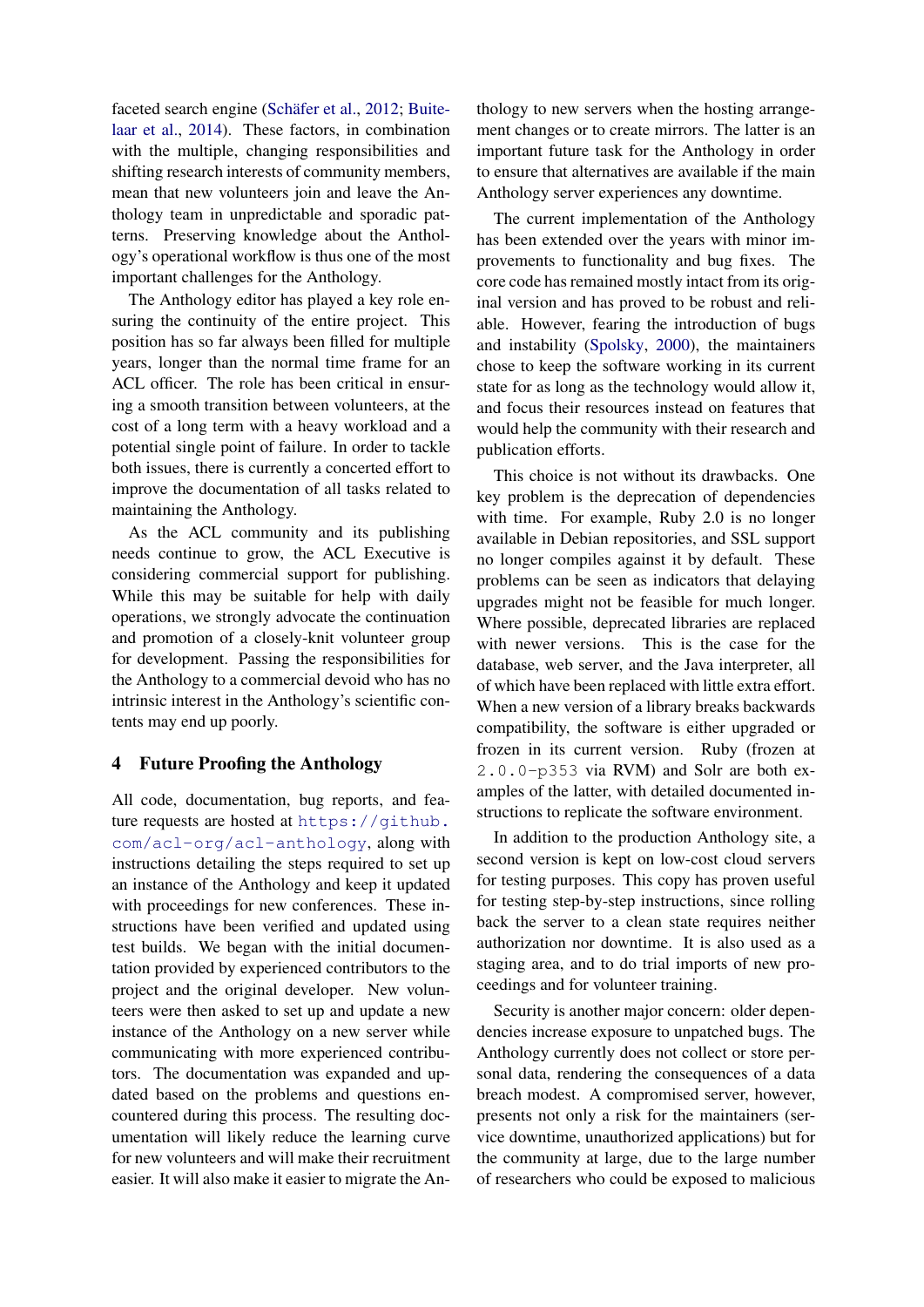faceted search engine (Schäfer et al., 2012; Buitelaar et al., 2014). These factors, in combination with the multiple, changing responsibilities and shifting research interests of community members, mean that new volunteers join and leave the Anthology team in unpredictable and sporadic patterns. Preserving knowledge about the Anthology's operational workflow is thus one of the most important challenges for the Anthology.

The Anthology editor has played a key role ensuring the continuity of the entire project. This position has so far always been filled for multiple years, longer than the normal time frame for an ACL officer. The role has been critical in ensuring a smooth transition between volunteers, at the cost of a long term with a heavy workload and a potential single point of failure. In order to tackle both issues, there is currently a concerted effort to improve the documentation of all tasks related to maintaining the Anthology.

As the ACL community and its publishing needs continue to grow, the ACL Executive is considering commercial support for publishing. While this may be suitable for help with daily operations, we strongly advocate the continuation and promotion of a closely-knit volunteer group for development. Passing the responsibilities for the Anthology to a commercial devoid who has no intrinsic interest in the Anthology's scientific contents may end up poorly.

## 4 Future Proofing the Anthology

All code, documentation, bug reports, and feature requests are hosted at `https://github.com/acl-org/acl-anthology`, along with instructions detailing the steps required to set up an instance of the Anthology and keep it updated with proceedings for new conferences. These instructions have been verified and updated using test builds. We began with the initial documentation provided by experienced contributors to the project and the original developer. New volunteers were then asked to set up and update a new instance of the Anthology on a new server while communicating with more experienced contributors. The documentation was expanded and updated based on the problems and questions encountered during this process. The resulting documentation will likely reduce the learning curve for new volunteers and will make their recruitment easier. It will also make it easier to migrate the Anthology to new servers when the hosting arrangement changes or to create mirrors. The latter is an important future task for the Anthology in order to ensure that alternatives are available if the main Anthology server experiences any downtime.

The current implementation of the Anthology has been extended over the years with minor improvements to functionality and bug fixes. The core code has remained mostly intact from its original version and has proved to be robust and reliable. However, fearing the introduction of bugs and instability (Spolsky, 2000), the maintainers chose to keep the software working in its current state for as long as the technology would allow it, and focus their resources instead on features that would help the community with their research and publication efforts.

This choice is not without its drawbacks. One key problem is the deprecation of dependencies with time. For example, Ruby 2.0 is no longer available in Debian repositories, and SSL support no longer compiles against it by default. These problems can be seen as indicators that delaying upgrades might not be feasible for much longer. Where possible, deprecated libraries are replaced with newer versions. This is the case for the database, web server, and the Java interpreter, all of which have been replaced with little extra effort. When a new version of a library breaks backwards compatibility, the software is either upgraded or frozen in its current version. Ruby (frozen at `2.0.0-p353` via RVM) and Solr are both examples of the latter, with detailed documented instructions to replicate the software environment.

In addition to the production Anthology site, a second version is kept on low-cost cloud servers for testing purposes. This copy has proven useful for testing step-by-step instructions, since rolling back the server to a clean state requires neither authorization nor downtime. It is also used as a staging area, and to do trial imports of new proceedings and for volunteer training.

Security is another major concern: older dependencies increase exposure to unpatched bugs. The Anthology currently does not collect or store personal data, rendering the consequences of a data breach modest. A compromised server, however, presents not only a risk for the maintainers (service downtime, unauthorized applications) but for the community at large, due to the large number of researchers who could be exposed to malicious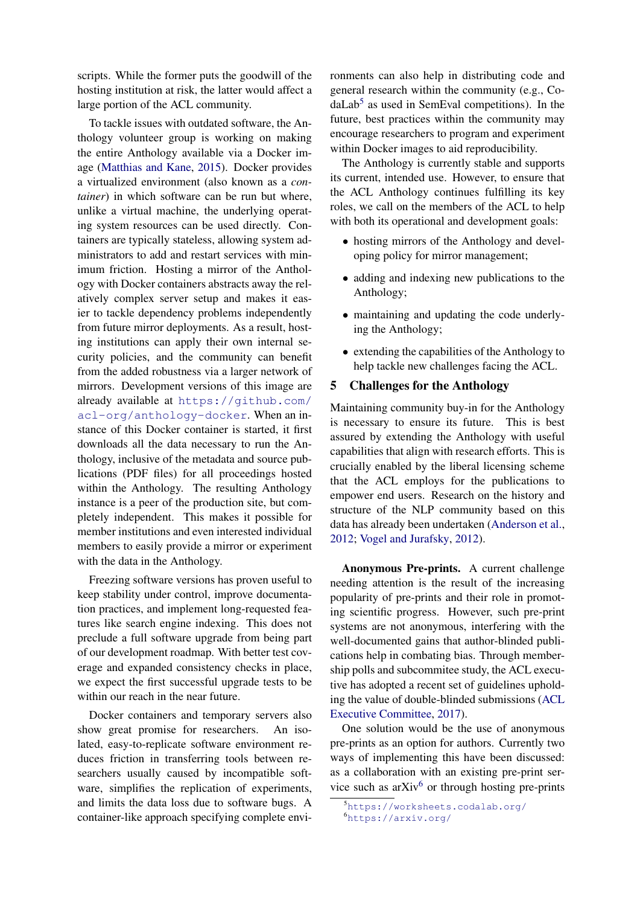scripts. While the former puts the goodwill of the hosting institution at risk, the latter would affect a large portion of the ACL community.

To tackle issues with outdated software, the Anthology volunteer group is working on making the entire Anthology available via a Docker image (Matthias and Kane, 2015). Docker provides a virtualized environment (also known as a *container*) in which software can be run but where, unlike a virtual machine, the underlying operating system resources can be used directly. Containers are typically stateless, allowing system administrators to add and restart services with minimum friction. Hosting a mirror of the Anthology with Docker containers abstracts away the relatively complex server setup and makes it easier to tackle dependency problems independently from future mirror deployments. As a result, hosting institutions can apply their own internal security policies, and the community can benefit from the added robustness via a larger network of mirrors. Development versions of this image are already available at https://github.com/acl-org/anthology-docker. When an instance of this Docker container is started, it first downloads all the data necessary to run the Anthology, inclusive of the metadata and source publications (PDF files) for all proceedings hosted within the Anthology. The resulting Anthology instance is a peer of the production site, but completely independent. This makes it possible for member institutions and even interested individual members to easily provide a mirror or experiment with the data in the Anthology.

Freezing software versions has proven useful to keep stability under control, improve documentation practices, and implement long-requested features like search engine indexing. This does not preclude a full software upgrade from being part of our development roadmap. With better test coverage and expanded consistency checks in place, we expect the first successful upgrade tests to be within our reach in the near future.

Docker containers and temporary servers also show great promise for researchers. An isolated, easy-to-replicate software environment reduces friction in transferring tools between researchers usually caused by incompatible software, simplifies the replication of experiments, and limits the data loss due to software bugs. A container-like approach specifying complete environments can also help in distributing code and general research within the community (e.g., CodaLab[5] as used in SemEval competitions). In the future, best practices within the community may encourage researchers to program and experiment within Docker images to aid reproducibility.

The Anthology is currently stable and supports its current, intended use. However, to ensure that the ACL Anthology continues fulfilling its key roles, we call on the members of the ACL to help with both its operational and development goals:

- hosting mirrors of the Anthology and developing policy for mirror management;
- adding and indexing new publications to the Anthology;
- maintaining and updating the code underlying the Anthology;
- extending the capabilities of the Anthology to help tackle new challenges facing the ACL.

## 5 Challenges for the Anthology

Maintaining community buy-in for the Anthology is necessary to ensure its future. This is best assured by extending the Anthology with useful capabilities that align with research efforts. This is crucially enabled by the liberal licensing scheme that the ACL employs for the publications to empower end users. Research on the history and structure of the NLP community based on this data has already been undertaken (Anderson et al., 2012; Vogel and Jurafsky, 2012).

**Anonymous Pre-prints.** A current challenge needing attention is the result of the increasing popularity of pre-prints and their role in promoting scientific progress. However, such pre-print systems are not anonymous, interfering with the well-documented gains that author-blinded publications help in combating bias. Through membership polls and subcommitee study, the ACL executive has adopted a recent set of guidelines upholding the value of double-blinded submissions (ACL Executive Committee, 2017).

One solution would be the use of anonymous pre-prints as an option for authors. Currently two ways of implementing this have been discussed: as a collaboration with an existing pre-print service such as arXiv[6] or through hosting pre-prints

[5] https://worksheets.codalab.org/

[6] https://arxiv.org/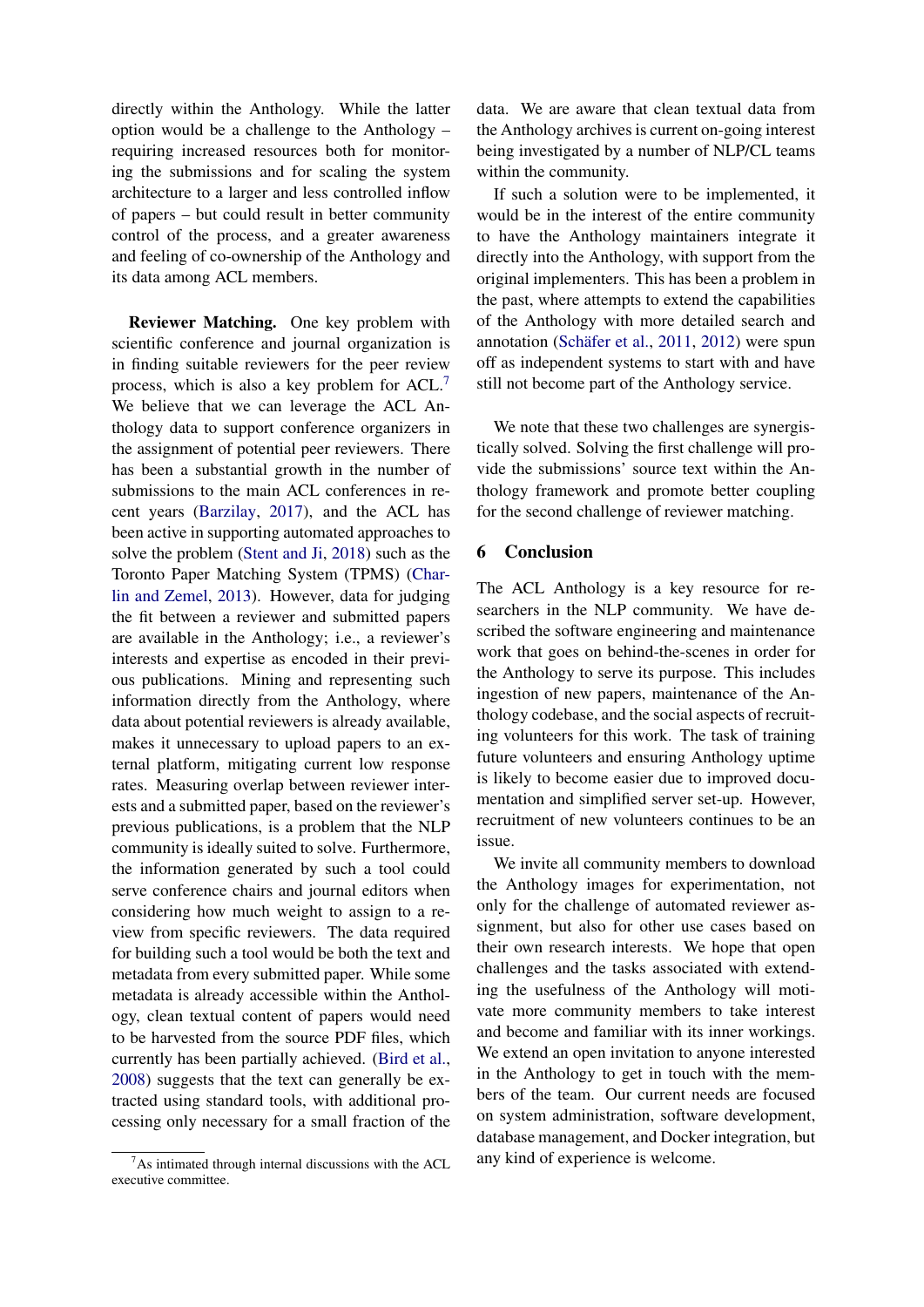directly within the Anthology. While the latter option would be a challenge to the Anthology – requiring increased resources both for monitoring the submissions and for scaling the system architecture to a larger and less controlled inflow of papers – but could result in better community control of the process, and a greater awareness and feeling of co-ownership of the Anthology and its data among ACL members.

**Reviewer Matching.** One key problem with scientific conference and journal organization is in finding suitable reviewers for the peer review process, which is also a key problem for ACL.[7] We believe that we can leverage the ACL Anthology data to support conference organizers in the assignment of potential peer reviewers. There has been a substantial growth in the number of submissions to the main ACL conferences in recent years (Barzilay, 2017), and the ACL has been active in supporting automated approaches to solve the problem (Stent and Ji, 2018) such as the Toronto Paper Matching System (TPMS) (Charlin and Zemel, 2013). However, data for judging the fit between a reviewer and submitted papers are available in the Anthology; i.e., a reviewer's interests and expertise as encoded in their previous publications. Mining and representing such information directly from the Anthology, where data about potential reviewers is already available, makes it unnecessary to upload papers to an external platform, mitigating current low response rates. Measuring overlap between reviewer interests and a submitted paper, based on the reviewer's previous publications, is a problem that the NLP community is ideally suited to solve. Furthermore, the information generated by such a tool could serve conference chairs and journal editors when considering how much weight to assign to a review from specific reviewers. The data required for building such a tool would be both the text and metadata from every submitted paper. While some metadata is already accessible within the Anthology, clean textual content of papers would need to be harvested from the source PDF files, which currently has been partially achieved. (Bird et al., 2008) suggests that the text can generally be extracted using standard tools, with additional processing only necessary for a small fraction of the data. We are aware that clean textual data from the Anthology archives is current on-going interest being investigated by a number of NLP/CL teams within the community.

If such a solution were to be implemented, it would be in the interest of the entire community to have the Anthology maintainers integrate it directly into the Anthology, with support from the original implementers. This has been a problem in the past, where attempts to extend the capabilities of the Anthology with more detailed search and annotation (Schäfer et al., 2011, 2012) were spun off as independent systems to start with and have still not become part of the Anthology service.

We note that these two challenges are synergistically solved. Solving the first challenge will provide the submissions' source text within the Anthology framework and promote better coupling for the second challenge of reviewer matching.

## 6 Conclusion

The ACL Anthology is a key resource for researchers in the NLP community. We have described the software engineering and maintenance work that goes on behind-the-scenes in order for the Anthology to serve its purpose. This includes ingestion of new papers, maintenance of the Anthology codebase, and the social aspects of recruiting volunteers for this work. The task of training future volunteers and ensuring Anthology uptime is likely to become easier due to improved documentation and simplified server set-up. However, recruitment of new volunteers continues to be an issue.

We invite all community members to download the Anthology images for experimentation, not only for the challenge of automated reviewer assignment, but also for other use cases based on their own research interests. We hope that open challenges and the tasks associated with extending the usefulness of the Anthology will motivate more community members to take interest and become and familiar with its inner workings. We extend an open invitation to anyone interested in the Anthology to get in touch with the members of the team. Our current needs are focused on system administration, software development, database management, and Docker integration, but any kind of experience is welcome.

[7] As intimated through internal discussions with the ACL executive committee.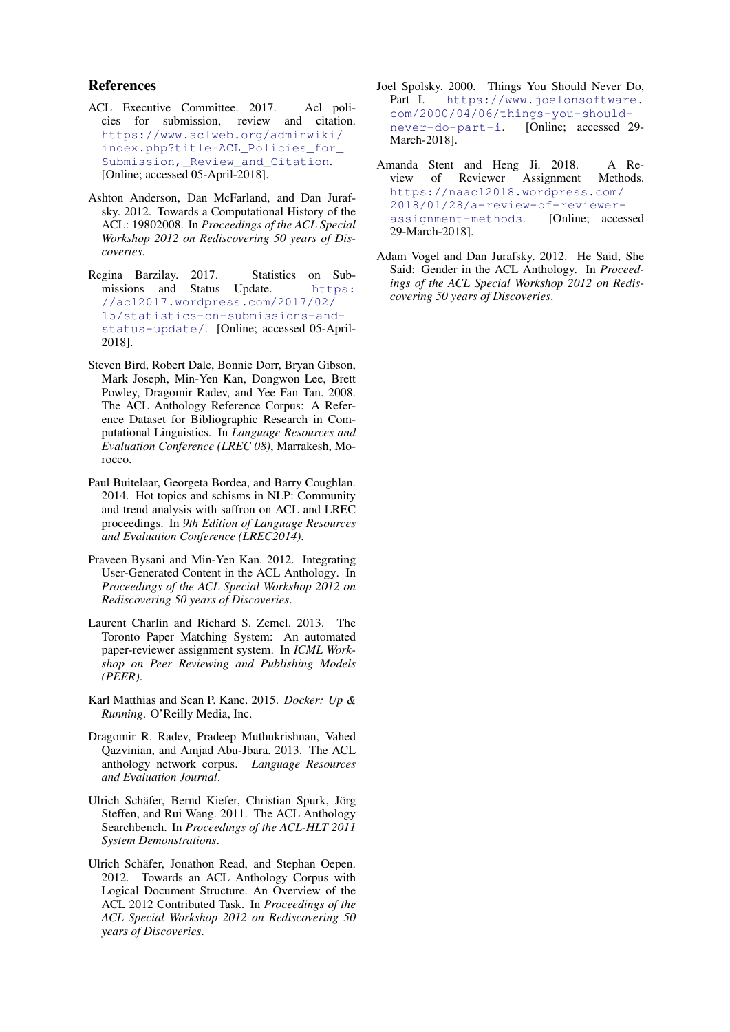## References

ACL Executive Committee. 2017. Acl policies for submission, review and citation. https://www.aclweb.org/adminwiki/index.php?title=ACL_Policies_for_Submission,_Review_and_Citation. [Online; accessed 05-April-2018].

Ashton Anderson, Dan McFarland, and Dan Jurafsky. 2012. Towards a Computational History of the ACL: 19802008. In *Proceedings of the ACL Special Workshop 2012 on Rediscovering 50 years of Discoveries*.

Regina Barzilay. 2017. Statistics on Submissions and Status Update. https://acl2017.wordpress.com/2017/02/15/statistics-on-submissions-and-status-update/. [Online; accessed 05-April-2018].

Steven Bird, Robert Dale, Bonnie Dorr, Bryan Gibson, Mark Joseph, Min-Yen Kan, Dongwon Lee, Brett Powley, Dragomir Radev, and Yee Fan Tan. 2008. The ACL Anthology Reference Corpus: A Reference Dataset for Bibliographic Research in Computational Linguistics. In *Language Resources and Evaluation Conference (LREC 08)*, Marrakesh, Morocco.

Paul Buitelaar, Georgeta Bordea, and Barry Coughlan. 2014. Hot topics and schisms in NLP: Community and trend analysis with saffron on ACL and LREC proceedings. In *9th Edition of Language Resources and Evaluation Conference (LREC2014)*.

Praveen Bysani and Min-Yen Kan. 2012. Integrating User-Generated Content in the ACL Anthology. In *Proceedings of the ACL Special Workshop 2012 on Rediscovering 50 years of Discoveries*.

Laurent Charlin and Richard S. Zemel. 2013. The Toronto Paper Matching System: An automated paper-reviewer assignment system. In *ICML Workshop on Peer Reviewing and Publishing Models (PEER)*.

Karl Matthias and Sean P. Kane. 2015. *Docker: Up & Running*. O'Reilly Media, Inc.

Dragomir R. Radev, Pradeep Muthukrishnan, Vahed Qazvinian, and Amjad Abu-Jbara. 2013. The ACL anthology network corpus. *Language Resources and Evaluation Journal*.

Ulrich Schäfer, Bernd Kiefer, Christian Spurk, Jörg Steffen, and Rui Wang. 2011. The ACL Anthology Searchbench. In *Proceedings of the ACL-HLT 2011 System Demonstrations*.

Ulrich Schäfer, Jonathon Read, and Stephan Oepen. 2012. Towards an ACL Anthology Corpus with Logical Document Structure. An Overview of the ACL 2012 Contributed Task. In *Proceedings of the ACL Special Workshop 2012 on Rediscovering 50 years of Discoveries*.

Joel Spolsky. 2000. Things You Should Never Do, Part I. https://www.joelonsoftware.com/2000/04/06/things-you-should-never-do-part-i. [Online; accessed 29-March-2018].

Amanda Stent and Heng Ji. 2018. A Review of Reviewer Assignment Methods. https://naacl2018.wordpress.com/2018/01/28/a-review-of-reviewer-assignment-methods. [Online; accessed 29-March-2018].

Adam Vogel and Dan Jurafsky. 2012. He Said, She Said: Gender in the ACL Anthology. In *Proceedings of the ACL Special Workshop 2012 on Rediscovering 50 years of Discoveries*.